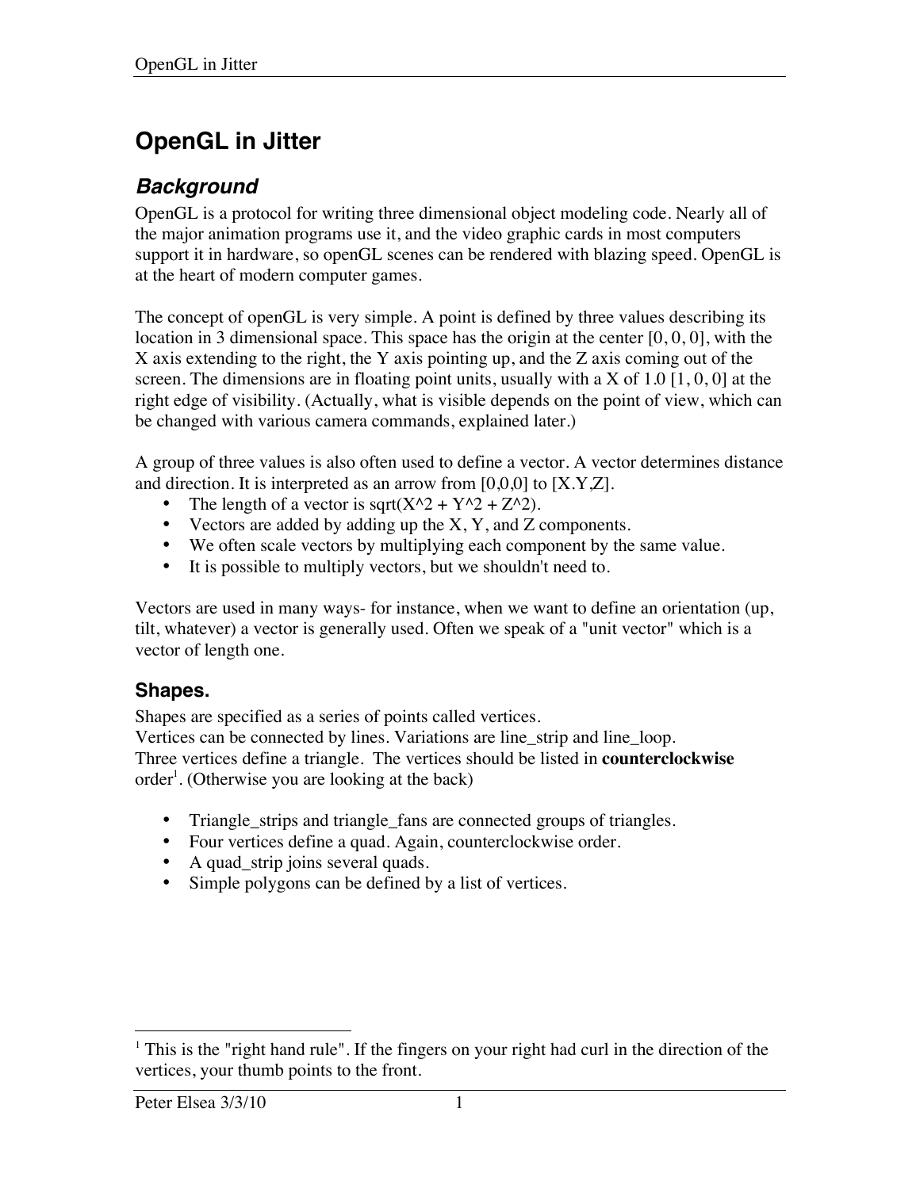# OpenGL in Jitter

## *Background*

OpenGL is a protocol for writing three dimensional object modeling code. Nearly all of the major animation programs use it, and the video graphic cards in most computers support it in hardware, so openGL scenes can be rendered with blazing speed. OpenGL is at the heart of modern computer games.

The concept of openGL is very simple. A point is defined by three values describing its location in 3 dimensional space. This space has the origin at the center [0, 0, 0], with the X axis extending to the right, the Y axis pointing up, and the Z axis coming out of the screen. The dimensions are in floating point units, usually with a X of 1.0 [1, 0, 0] at the right edge of visibility. (Actually, what is visible depends on the point of view, which can be changed with various camera commands, explained later.)

A group of three values is also often used to define a vector. A vector determines distance and direction. It is interpreted as an arrow from [0,0,0] to [X.Y,Z].

- The length of a vector is sqrt(X^2 + Y^2 + Z^2).
- Vectors are added by adding up the X, Y, and Z components.
- We often scale vectors by multiplying each component by the same value.
- It is possible to multiply vectors, but we shouldn't need to.

Vectors are used in many ways- for instance, when we want to define an orientation (up, tilt, whatever) a vector is generally used. Often we speak of a "unit vector" which is a vector of length one.

### Shapes.

Shapes are specified as a series of points called vertices.
Vertices can be connected by lines. Variations are line_strip and line_loop.
Three vertices define a triangle. The vertices should be listed in **counterclockwise** order[1]. (Otherwise you are looking at the back)

- Triangle_strips and triangle_fans are connected groups of triangles.
- Four vertices define a quad. Again, counterclockwise order.
- A quad_strip joins several quads.
- Simple polygons can be defined by a list of vertices.

---

[1] This is the "right hand rule". If the fingers on your right had curl in the direction of the vertices, your thumb points to the front.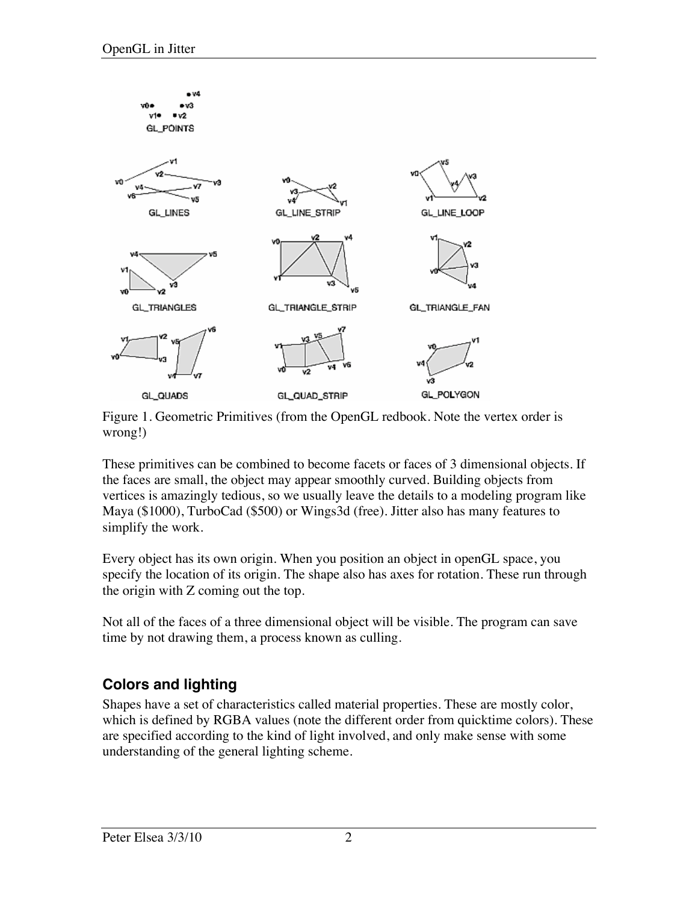Figure 1. Geometric Primitives (from the OpenGL redbook. Note the vertex order is wrong!)

These primitives can be combined to become facets or faces of 3 dimensional objects. If the faces are small, the object may appear smoothly curved. Building objects from vertices is amazingly tedious, so we usually leave the details to a modeling program like Maya ($1000), TurboCad ($500) or Wings3d (free). Jitter also has many features to simplify the work.

Every object has its own origin. When you position an object in openGL space, you specify the location of its origin. The shape also has axes for rotation. These run through the origin with Z coming out the top.

Not all of the faces of a three dimensional object will be visible. The program can save time by not drawing them, a process known as culling.

## Colors and lighting

Shapes have a set of characteristics called material properties. These are mostly color, which is defined by RGBA values (note the different order from quicktime colors). These are specified according to the kind of light involved, and only make sense with some understanding of the general lighting scheme.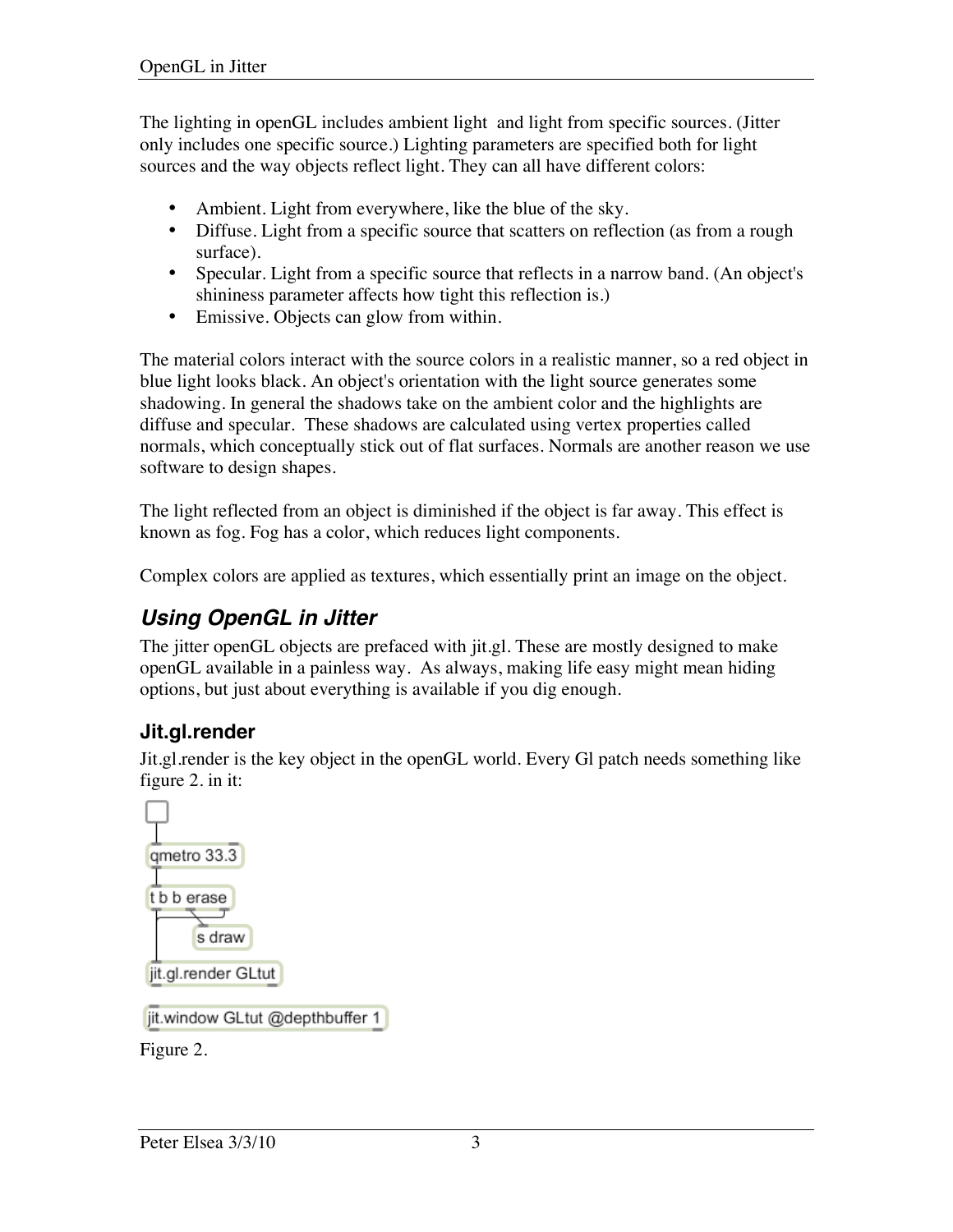The lighting in openGL includes ambient light and light from specific sources. (Jitter only includes one specific source.) Lighting parameters are specified both for light sources and the way objects reflect light. They can all have different colors:

- Ambient. Light from everywhere, like the blue of the sky.
- Diffuse. Light from a specific source that scatters on reflection (as from a rough surface).
- Specular. Light from a specific source that reflects in a narrow band. (An object's shininess parameter affects how tight this reflection is.)
- Emissive. Objects can glow from within.

The material colors interact with the source colors in a realistic manner, so a red object in blue light looks black. An object's orientation with the light source generates some shadowing. In general the shadows take on the ambient color and the highlights are diffuse and specular. These shadows are calculated using vertex properties called normals, which conceptually stick out of flat surfaces. Normals are another reason we use software to design shapes.

The light reflected from an object is diminished if the object is far away. This effect is known as fog. Fog has a color, which reduces light components.

Complex colors are applied as textures, which essentially print an image on the object.

## Using OpenGL in Jitter

The jitter openGL objects are prefaced with jit.gl. These are mostly designed to make openGL available in a painless way. As always, making life easy might mean hiding options, but just about everything is available if you dig enough.

### Jit.gl.render

Jit.gl.render is the key object in the openGL world. Every Gl patch needs something like figure 2. in it:

```
[toggle]
|
[qmetro 33.3]
|
[t b b erase]
|
[s draw]
|
[jit.gl.render GLtut]

[jit.window GLtut @depthbuffer 1]
```

Figure 2.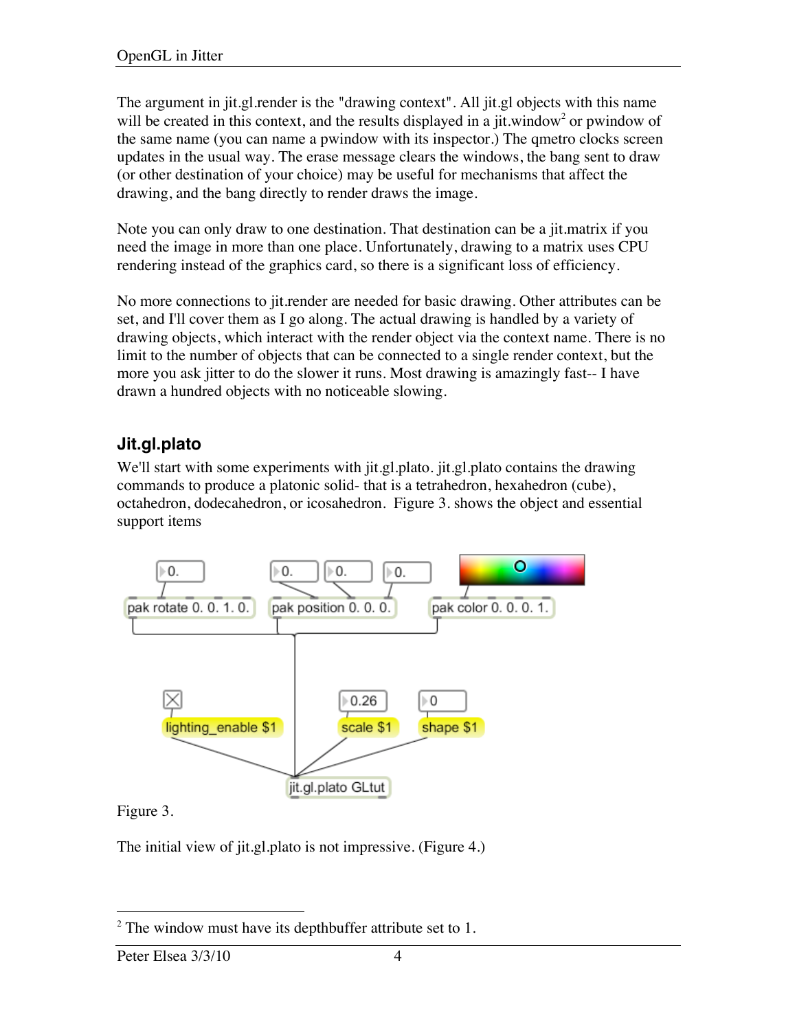The argument in jit.gl.render is the "drawing context". All jit.gl objects with this name will be created in this context, and the results displayed in a jit.window[2] or pwindow of the same name (you can name a pwindow with its inspector.) The qmetro clocks screen updates in the usual way. The erase message clears the windows, the bang sent to draw (or other destination of your choice) may be useful for mechanisms that affect the drawing, and the bang directly to render draws the image.

Note you can only draw to one destination. That destination can be a jit.matrix if you need the image in more than one place. Unfortunately, drawing to a matrix uses CPU rendering instead of the graphics card, so there is a significant loss of efficiency.

No more connections to jit.render are needed for basic drawing. Other attributes can be set, and I'll cover them as I go along. The actual drawing is handled by a variety of drawing objects, which interact with the render object via the context name. There is no limit to the number of objects that can be connected to a single render context, but the more you ask jitter to do the slower it runs. Most drawing is amazingly fast-- I have drawn a hundred objects with no noticeable slowing.

## Jit.gl.plato

We'll start with some experiments with jit.gl.plato. jit.gl.plato contains the drawing commands to produce a platonic solid- that is a tetrahedron, hexahedron (cube), octahedron, dodecahedron, or icosahedron. Figure 3. shows the object and essential support items

Figure 3.

The initial view of jit.gl.plato is not impressive. (Figure 4.)

[2] The window must have its depthbuffer attribute set to 1.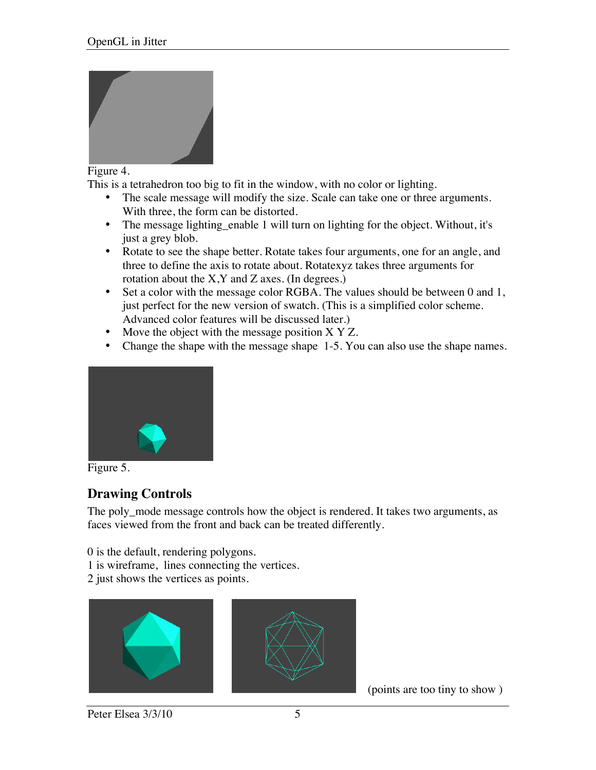Figure 4.

This is a tetrahedron too big to fit in the window, with no color or lighting.

- The scale message will modify the size. Scale can take one or three arguments. With three, the form can be distorted.
- The message lighting_enable 1 will turn on lighting for the object. Without, it's just a grey blob.
- Rotate to see the shape better. Rotate takes four arguments, one for an angle, and three to define the axis to rotate about. Rotatexyz takes three arguments for rotation about the X,Y and Z axes. (In degrees.)
- Set a color with the message color RGBA. The values should be between 0 and 1, just perfect for the new version of swatch. (This is a simplified color scheme. Advanced color features will be discussed later.)
- Move the object with the message position X Y Z.
- Change the shape with the message shape 1-5. You can also use the shape names.

Figure 5.

## Drawing Controls

The poly_mode message controls how the object is rendered. It takes two arguments, as faces viewed from the front and back can be treated differently.

0 is the default, rendering polygons.
1 is wireframe, lines connecting the vertices.
2 just shows the vertices as points.

(points are too tiny to show )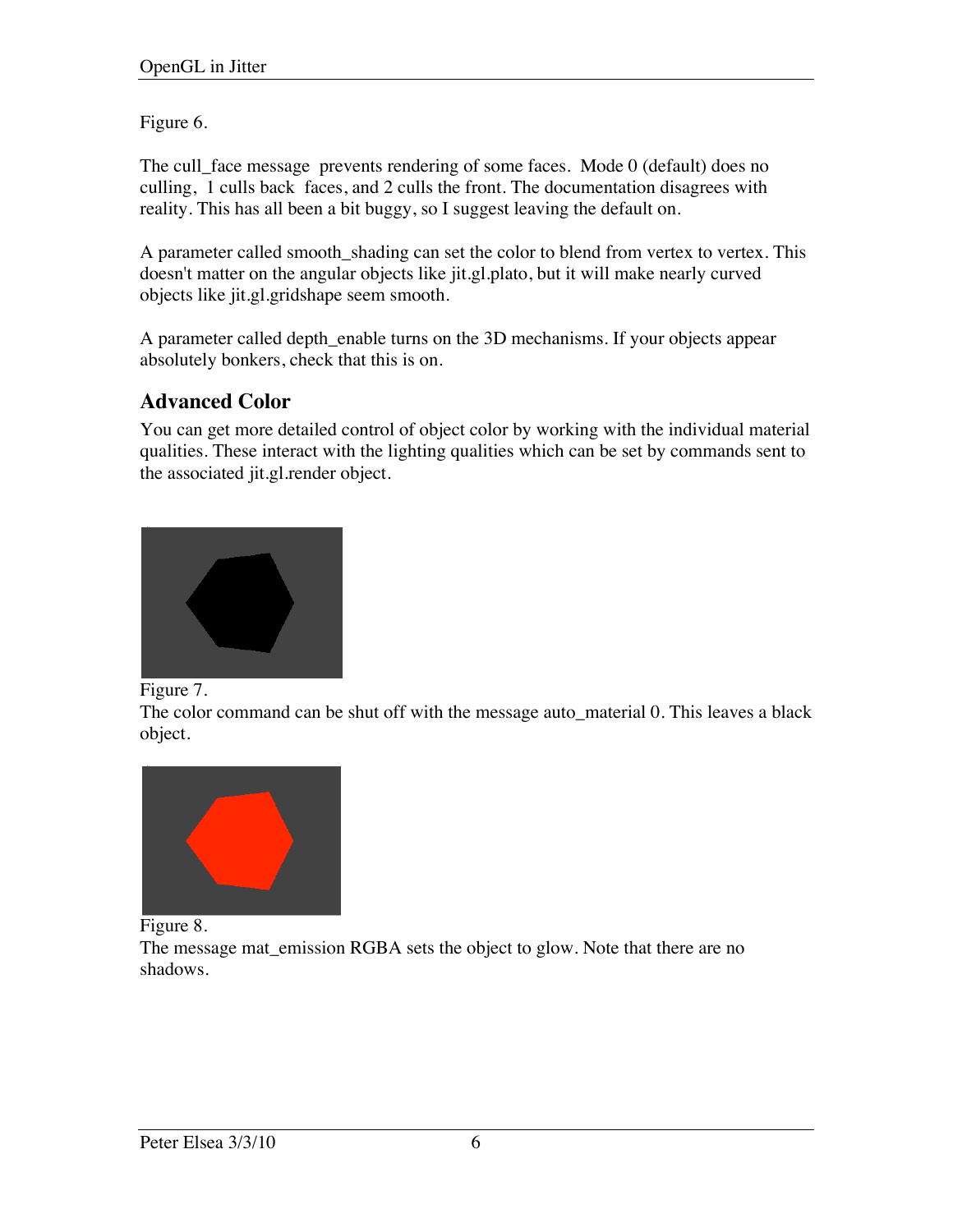Figure 6.

The cull_face message  prevents rendering of some faces.  Mode 0 (default) does no culling,  1 culls back  faces, and 2 culls the front. The documentation disagrees with reality. This has all been a bit buggy, so I suggest leaving the default on.

A parameter called smooth_shading can set the color to blend from vertex to vertex. This doesn't matter on the angular objects like jit.gl.plato, but it will make nearly curved objects like jit.gl.gridshape seem smooth.

A parameter called depth_enable turns on the 3D mechanisms. If your objects appear absolutely bonkers, check that this is on.

## Advanced Color

You can get more detailed control of object color by working with the individual material qualities. These interact with the lighting qualities which can be set by commands sent to the associated jit.gl.render object.

Figure 7.
The color command can be shut off with the message auto_material 0. This leaves a black object.

Figure 8.
The message mat_emission RGBA sets the object to glow. Note that there are no shadows.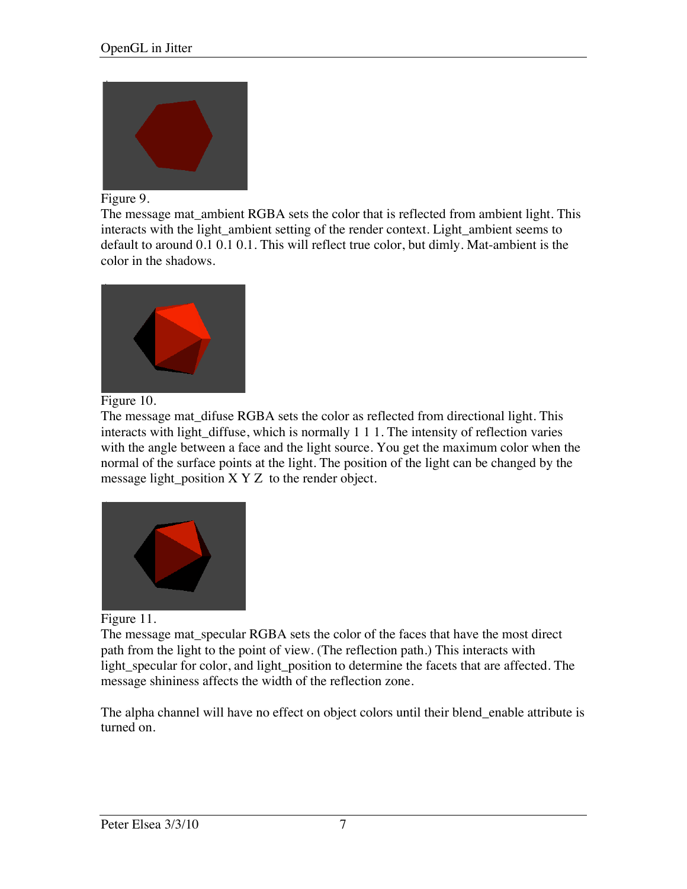Figure 9.

The message mat_ambient RGBA sets the color that is reflected from ambient light. This interacts with the light_ambient setting of the render context. Light_ambient seems to default to around 0.1 0.1 0.1. This will reflect true color, but dimly. Mat-ambient is the color in the shadows.

Figure 10.

The message mat_difuse RGBA sets the color as reflected from directional light. This interacts with light_diffuse, which is normally 1 1 1. The intensity of reflection varies with the angle between a face and the light source. You get the maximum color when the normal of the surface points at the light. The position of the light can be changed by the message light_position X Y Z to the render object.

Figure 11.

The message mat_specular RGBA sets the color of the faces that have the most direct path from the light to the point of view. (The reflection path.) This interacts with light_specular for color, and light_position to determine the facets that are affected. The message shininess affects the width of the reflection zone.

The alpha channel will have no effect on object colors until their blend_enable attribute is turned on.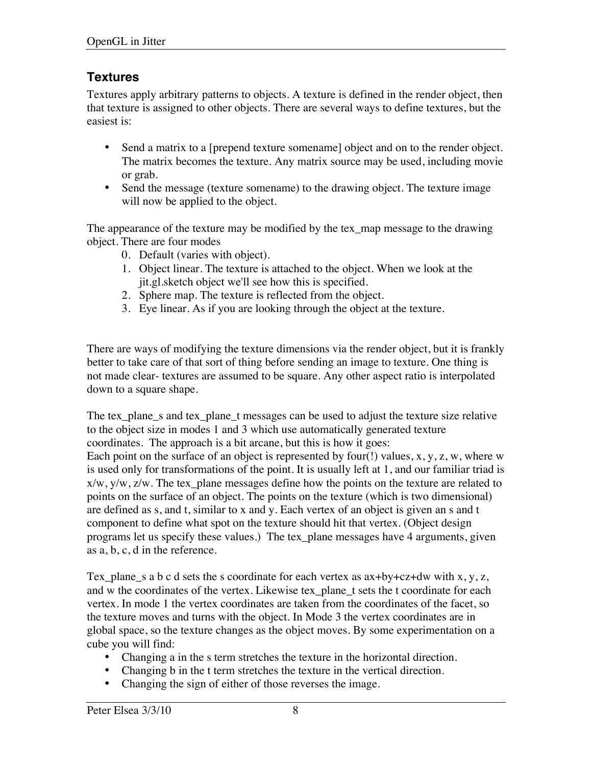## Textures

Textures apply arbitrary patterns to objects. A texture is defined in the render object, then that texture is assigned to other objects. There are several ways to define textures, but the easiest is:

- Send a matrix to a [prepend texture somename] object and on to the render object. The matrix becomes the texture. Any matrix source may be used, including movie or grab.
- Send the message (texture somename) to the drawing object. The texture image will now be applied to the object.

The appearance of the texture may be modified by the tex_map message to the drawing object. There are four modes

0. Default (varies with object).
1. Object linear. The texture is attached to the object. When we look at the jit.gl.sketch object we'll see how this is specified.
2. Sphere map. The texture is reflected from the object.
3. Eye linear. As if you are looking through the object at the texture.

There are ways of modifying the texture dimensions via the render object, but it is frankly better to take care of that sort of thing before sending an image to texture. One thing is not made clear- textures are assumed to be square. Any other aspect ratio is interpolated down to a square shape.

The tex_plane_s and tex_plane_t messages can be used to adjust the texture size relative to the object size in modes 1 and 3 which use automatically generated texture coordinates. The approach is a bit arcane, but this is how it goes:
Each point on the surface of an object is represented by four(!) values, x, y, z, w, where w is used only for transformations of the point. It is usually left at 1, and our familiar triad is x/w, y/w, z/w. The tex_plane messages define how the points on the texture are related to points on the surface of an object. The points on the texture (which is two dimensional) are defined as s, and t, similar to x and y. Each vertex of an object is given an s and t component to define what spot on the texture should hit that vertex. (Object design programs let us specify these values.) The tex_plane messages have 4 arguments, given as a, b, c, d in the reference.

Tex_plane_s a b c d sets the s coordinate for each vertex as ax+by+cz+dw with x, y, z, and w the coordinates of the vertex. Likewise tex_plane_t sets the t coordinate for each vertex. In mode 1 the vertex coordinates are taken from the coordinates of the facet, so the texture moves and turns with the object. In Mode 3 the vertex coordinates are in global space, so the texture changes as the object moves. By some experimentation on a cube you will find:

- Changing a in the s term stretches the texture in the horizontal direction.
- Changing b in the t term stretches the texture in the vertical direction.
- Changing the sign of either of those reverses the image.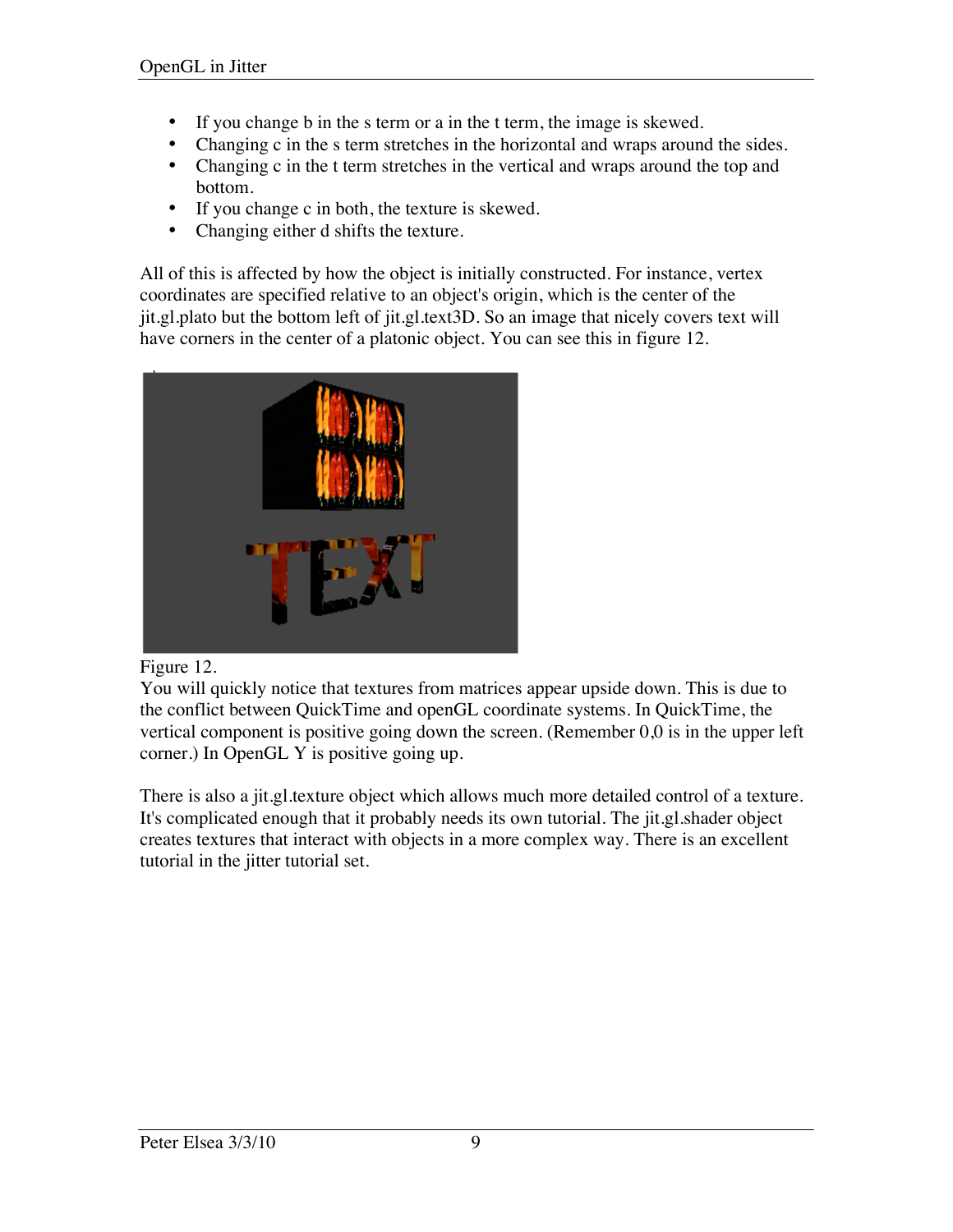- If you change b in the s term or a in the t term, the image is skewed.
- Changing c in the s term stretches in the horizontal and wraps around the sides.
- Changing c in the t term stretches in the vertical and wraps around the top and bottom.
- If you change c in both, the texture is skewed.
- Changing either d shifts the texture.

All of this is affected by how the object is initially constructed. For instance, vertex coordinates are specified relative to an object's origin, which is the center of the jit.gl.plato but the bottom left of jit.gl.text3D. So an image that nicely covers text will have corners in the center of a platonic object. You can see this in figure 12.

Figure 12.

You will quickly notice that textures from matrices appear upside down. This is due to the conflict between QuickTime and openGL coordinate systems. In QuickTime, the vertical component is positive going down the screen. (Remember 0,0 is in the upper left corner.) In OpenGL Y is positive going up.

There is also a jit.gl.texture object which allows much more detailed control of a texture. It's complicated enough that it probably needs its own tutorial. The jit.gl.shader object creates textures that interact with objects in a more complex way. There is an excellent tutorial in the jitter tutorial set.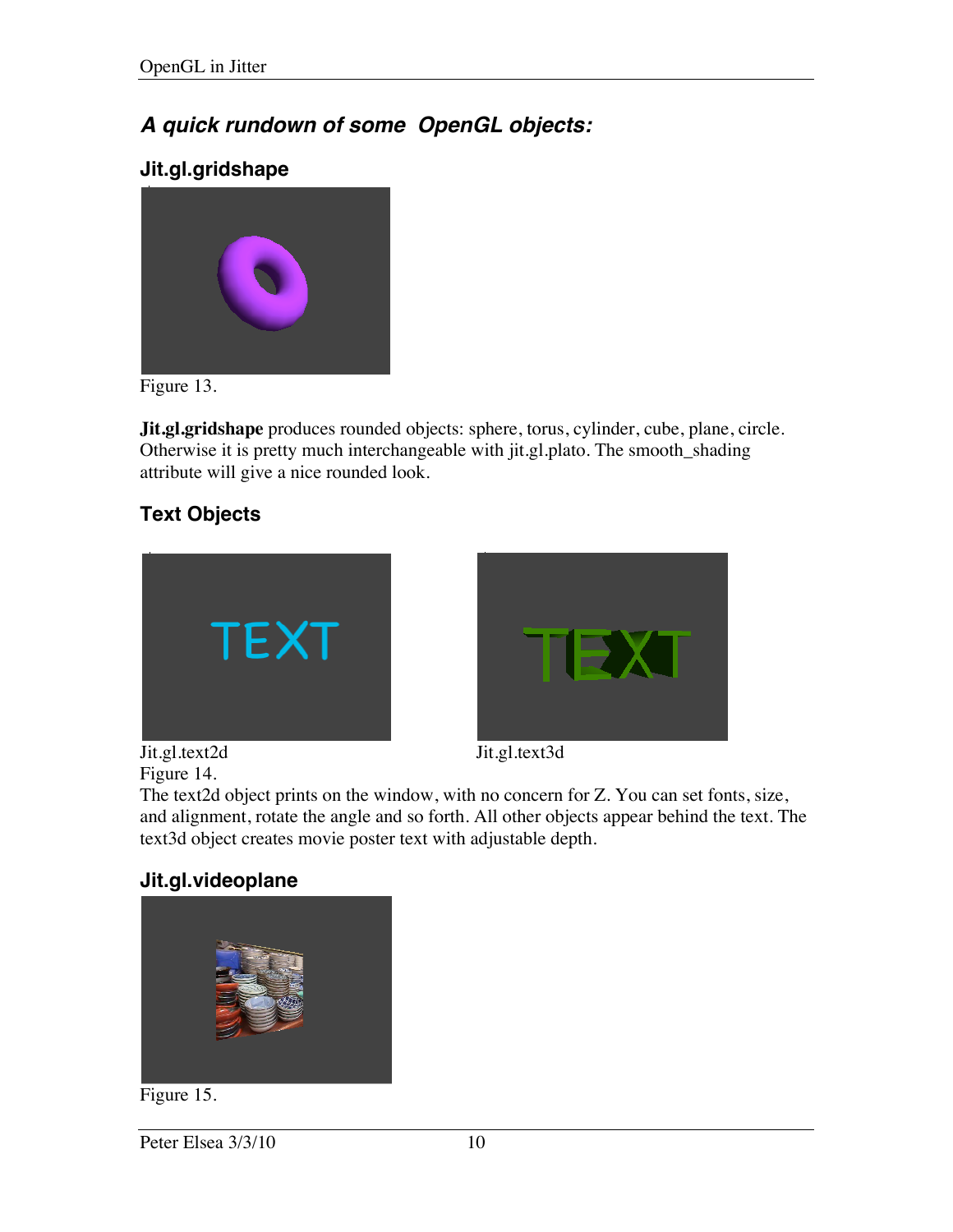## *A quick rundown of some OpenGL objects:*

### Jit.gl.gridshape

Figure 13.

**Jit.gl.gridshape** produces rounded objects: sphere, torus, cylinder, cube, plane, circle. Otherwise it is pretty much interchangeable with jit.gl.plato. The smooth_shading attribute will give a nice rounded look.

### Text Objects

Jit.gl.text2d

Jit.gl.text3d

Figure 14.

The text2d object prints on the window, with no concern for Z. You can set fonts, size, and alignment, rotate the angle and so forth. All other objects appear behind the text. The text3d object creates movie poster text with adjustable depth.

### Jit.gl.videoplane

Figure 15.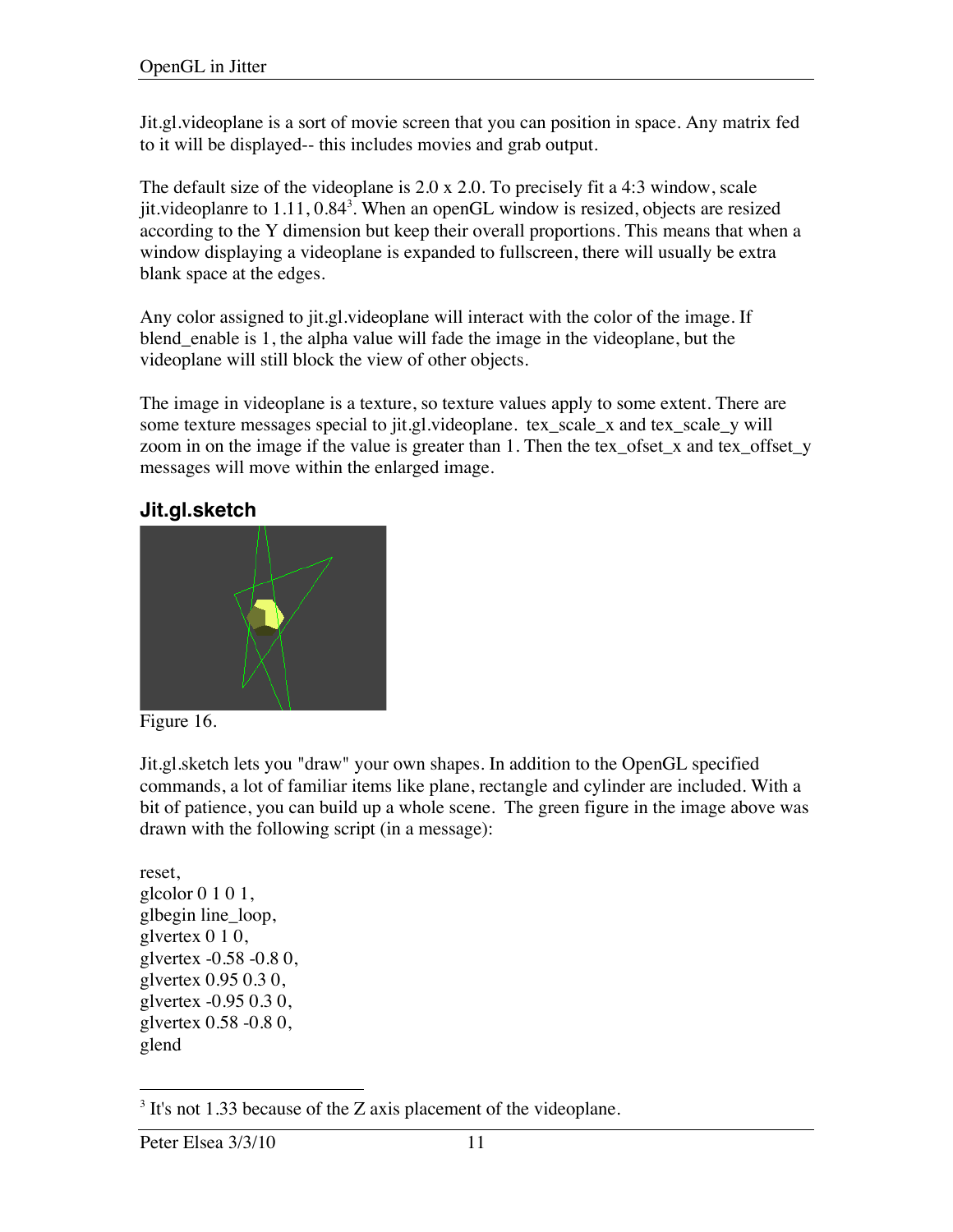Jit.gl.videoplane is a sort of movie screen that you can position in space. Any matrix fed to it will be displayed-- this includes movies and grab output.

The default size of the videoplane is 2.0 x 2.0. To precisely fit a 4:3 window, scale jit.videoplanre to 1.11, 0.84[3]. When an openGL window is resized, objects are resized according to the Y dimension but keep their overall proportions. This means that when a window displaying a videoplane is expanded to fullscreen, there will usually be extra blank space at the edges.

Any color assigned to jit.gl.videoplane will interact with the color of the image. If blend_enable is 1, the alpha value will fade the image in the videoplane, but the videoplane will still block the view of other objects.

The image in videoplane is a texture, so texture values apply to some extent. There are some texture messages special to jit.gl.videoplane. tex_scale_x and tex_scale_y will zoom in on the image if the value is greater than 1. Then the tex_ofset_x and tex_offset_y messages will move within the enlarged image.

## Jit.gl.sketch

Figure 16.

Jit.gl.sketch lets you "draw" your own shapes. In addition to the OpenGL specified commands, a lot of familiar items like plane, rectangle and cylinder are included. With a bit of patience, you can build up a whole scene. The green figure in the image above was drawn with the following script (in a message):

```
reset,
glcolor 0 1 0 1,
glbegin line_loop,
glvertex 0 1 0,
glvertex -0.58 -0.8 0,
glvertex 0.95 0.3 0,
glvertex -0.95 0.3 0,
glvertex 0.58 -0.8 0,
glend
```

---

[3] It's not 1.33 because of the Z axis placement of the videoplane.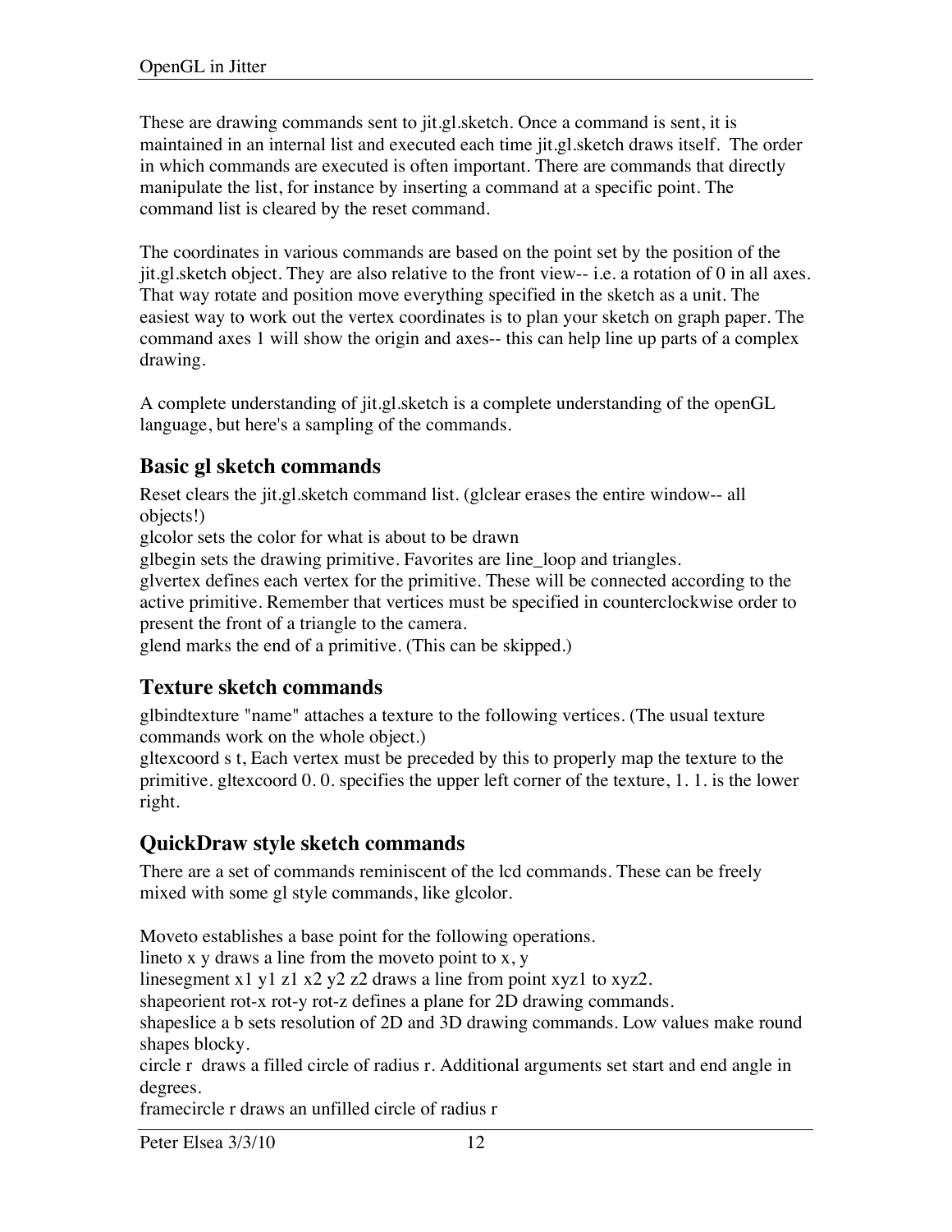These are drawing commands sent to jit.gl.sketch. Once a command is sent, it is maintained in an internal list and executed each time jit.gl.sketch draws itself. The order in which commands are executed is often important. There are commands that directly manipulate the list, for instance by inserting a command at a specific point. The command list is cleared by the reset command.

The coordinates in various commands are based on the point set by the position of the jit.gl.sketch object. They are also relative to the front view-- i.e. a rotation of 0 in all axes. That way rotate and position move everything specified in the sketch as a unit. The easiest way to work out the vertex coordinates is to plan your sketch on graph paper. The command axes 1 will show the origin and axes-- this can help line up parts of a complex drawing.

A complete understanding of jit.gl.sketch is a complete understanding of the openGL language, but here's a sampling of the commands.

## Basic gl sketch commands

Reset clears the jit.gl.sketch command list. (glclear erases the entire window-- all objects!)
glcolor sets the color for what is about to be drawn
glbegin sets the drawing primitive. Favorites are line_loop and triangles.
glvertex defines each vertex for the primitive. These will be connected according to the active primitive. Remember that vertices must be specified in counterclockwise order to present the front of a triangle to the camera.
glend marks the end of a primitive. (This can be skipped.)

## Texture sketch commands

glbindtexture "name" attaches a texture to the following vertices. (The usual texture commands work on the whole object.)
gltexcoord s t, Each vertex must be preceded by this to properly map the texture to the primitive. gltexcoord 0. 0. specifies the upper left corner of the texture, 1. 1. is the lower right.

## QuickDraw style sketch commands

There are a set of commands reminiscent of the lcd commands. These can be freely mixed with some gl style commands, like glcolor.

Moveto establishes a base point for the following operations.
lineto x y draws a line from the moveto point to x, y
linesegment x1 y1 z1 x2 y2 z2 draws a line from point xyz1 to xyz2.
shapeorient rot-x rot-y rot-z defines a plane for 2D drawing commands.
shapeslice a b sets resolution of 2D and 3D drawing commands. Low values make round shapes blocky.
circle r draws a filled circle of radius r. Additional arguments set start and end angle in degrees.
framecircle r draws an unfilled circle of radius r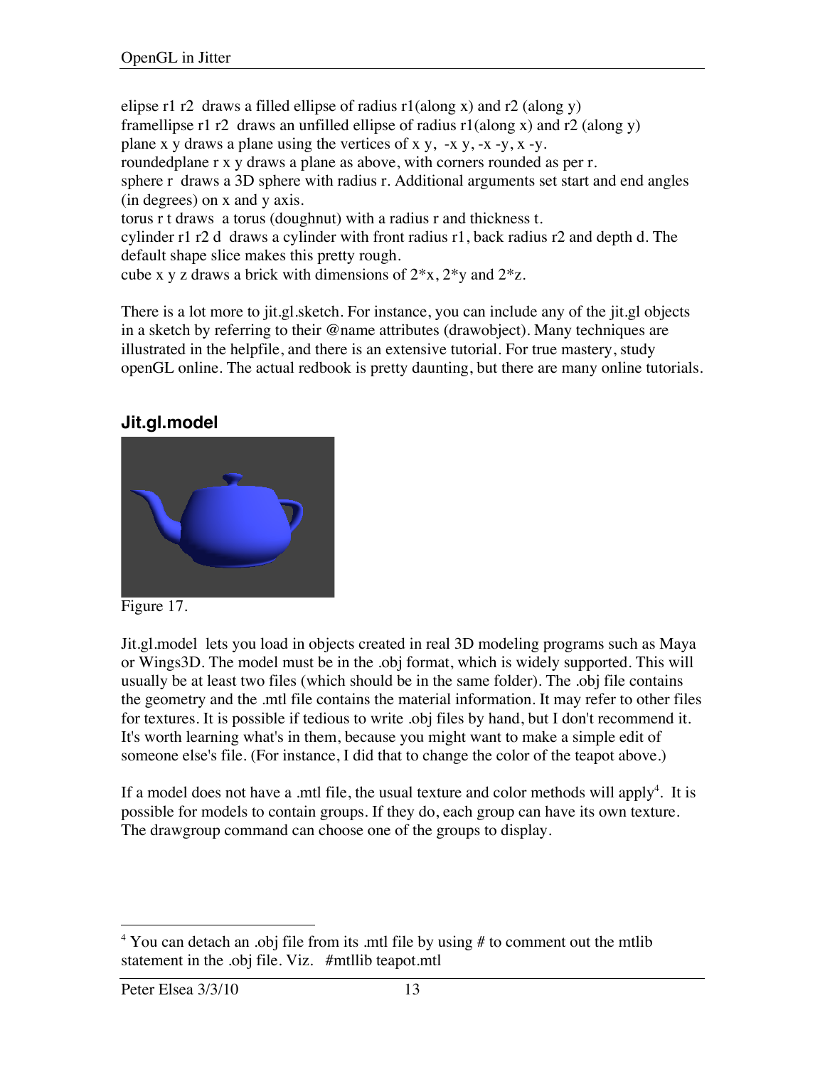elipse r1 r2 draws a filled ellipse of radius r1(along x) and r2 (along y)
framellipse r1 r2 draws an unfilled ellipse of radius r1(along x) and r2 (along y)
plane x y draws a plane using the vertices of x y, -x y, -x -y, x -y.
roundedplane r x y draws a plane as above, with corners rounded as per r.
sphere r draws a 3D sphere with radius r. Additional arguments set start and end angles (in degrees) on x and y axis.
torus r t draws a torus (doughnut) with a radius r and thickness t.
cylinder r1 r2 d draws a cylinder with front radius r1, back radius r2 and depth d. The default shape slice makes this pretty rough.
cube x y z draws a brick with dimensions of 2*x, 2*y and 2*z.

There is a lot more to jit.gl.sketch. For instance, you can include any of the jit.gl objects in a sketch by referring to their @name attributes (drawobject). Many techniques are illustrated in the helpfile, and there is an extensive tutorial. For true mastery, study openGL online. The actual redbook is pretty daunting, but there are many online tutorials.

### Jit.gl.model

Figure 17.

Jit.gl.model lets you load in objects created in real 3D modeling programs such as Maya or Wings3D. The model must be in the .obj format, which is widely supported. This will usually be at least two files (which should be in the same folder). The .obj file contains the geometry and the .mtl file contains the material information. It may refer to other files for textures. It is possible if tedious to write .obj files by hand, but I don't recommend it. It's worth learning what's in them, because you might want to make a simple edit of someone else's file. (For instance, I did that to change the color of the teapot above.)

If a model does not have a .mtl file, the usual texture and color methods will apply[4]. It is possible for models to contain groups. If they do, each group can have its own texture. The drawgroup command can choose one of the groups to display.

---

[4] You can detach an .obj file from its .mtl file by using # to comment out the mtlib statement in the .obj file. Viz. #mtllib teapot.mtl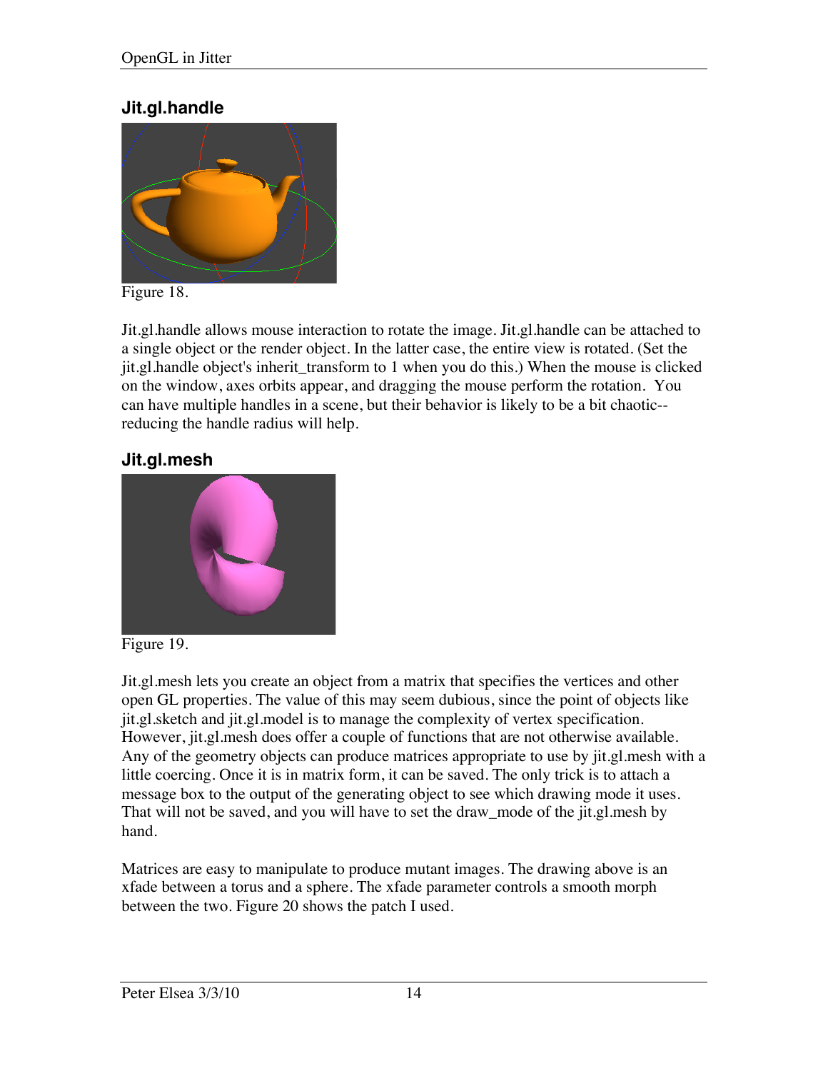## Jit.gl.handle

Figure 18.

Jit.gl.handle allows mouse interaction to rotate the image. Jit.gl.handle can be attached to a single object or the render object. In the latter case, the entire view is rotated. (Set the jit.gl.handle object's inherit_transform to 1 when you do this.) When the mouse is clicked on the window, axes orbits appear, and dragging the mouse perform the rotation. You can have multiple handles in a scene, but their behavior is likely to be a bit chaotic--reducing the handle radius will help.

## Jit.gl.mesh

Figure 19.

Jit.gl.mesh lets you create an object from a matrix that specifies the vertices and other open GL properties. The value of this may seem dubious, since the point of objects like jit.gl.sketch and jit.gl.model is to manage the complexity of vertex specification. However, jit.gl.mesh does offer a couple of functions that are not otherwise available. Any of the geometry objects can produce matrices appropriate to use by jit.gl.mesh with a little coercing. Once it is in matrix form, it can be saved. The only trick is to attach a message box to the output of the generating object to see which drawing mode it uses. That will not be saved, and you will have to set the draw_mode of the jit.gl.mesh by hand.

Matrices are easy to manipulate to produce mutant images. The drawing above is an xfade between a torus and a sphere. The xfade parameter controls a smooth morph between the two. Figure 20 shows the patch I used.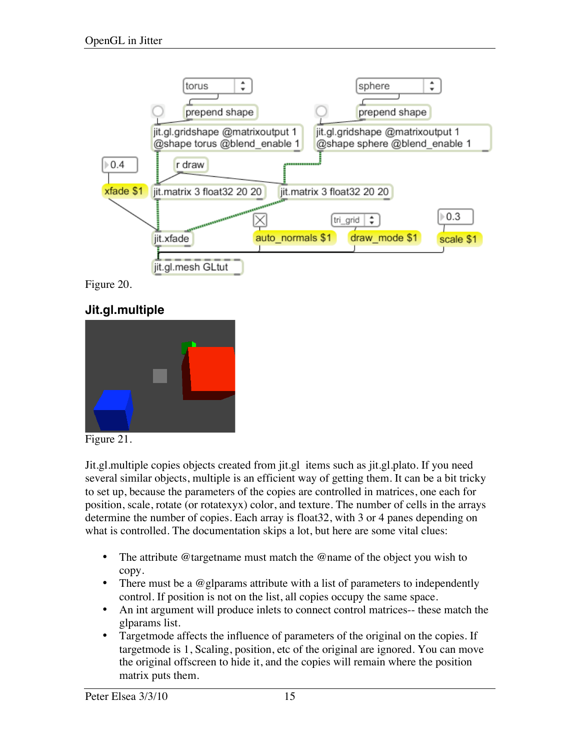Figure 20.

## Jit.gl.multiple

Figure 21.

Jit.gl.multiple copies objects created from jit.gl items such as jit.gl.plato. If you need several similar objects, multiple is an efficient way of getting them. It can be a bit tricky to set up, because the parameters of the copies are controlled in matrices, one each for position, scale, rotate (or rotatexyx) color, and texture. The number of cells in the arrays determine the number of copies. Each array is float32, with 3 or 4 panes depending on what is controlled. The documentation skips a lot, but here are some vital clues:

- The attribute @targetname must match the @name of the object you wish to copy.
- There must be a @glparams attribute with a list of parameters to independently control. If position is not on the list, all copies occupy the same space.
- An int argument will produce inlets to connect control matrices-- these match the glparams list.
- Targetmode affects the influence of parameters of the original on the copies. If targetmode is 1, Scaling, position, etc of the original are ignored. You can move the original offscreen to hide it, and the copies will remain where the position matrix puts them.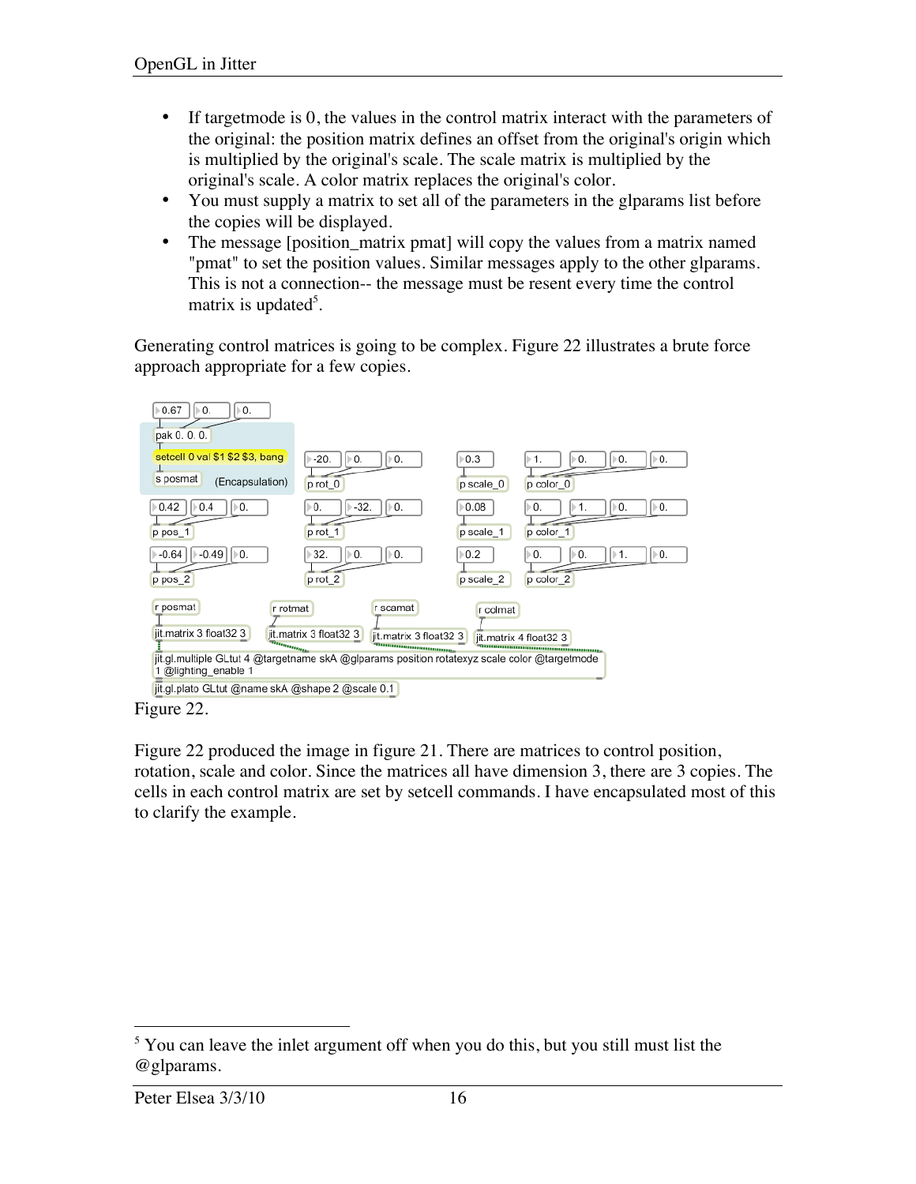- If targetmode is 0, the values in the control matrix interact with the parameters of the original: the position matrix defines an offset from the original's origin which is multiplied by the original's scale. The scale matrix is multiplied by the original's scale. A color matrix replaces the original's color.
- You must supply a matrix to set all of the parameters in the glparams list before the copies will be displayed.
- The message [position_matrix pmat] will copy the values from a matrix named "pmat" to set the position values. Similar messages apply to the other glparams. This is not a connection-- the message must be resent every time the control matrix is updated[5].

Generating control matrices is going to be complex. Figure 22 illustrates a brute force approach appropriate for a few copies.

Figure 22.

Figure 22 produced the image in figure 21. There are matrices to control position, rotation, scale and color. Since the matrices all have dimension 3, there are 3 copies. The cells in each control matrix are set by setcell commands. I have encapsulated most of this to clarify the example.

[5] You can leave the inlet argument off when you do this, but you still must list the @glparams.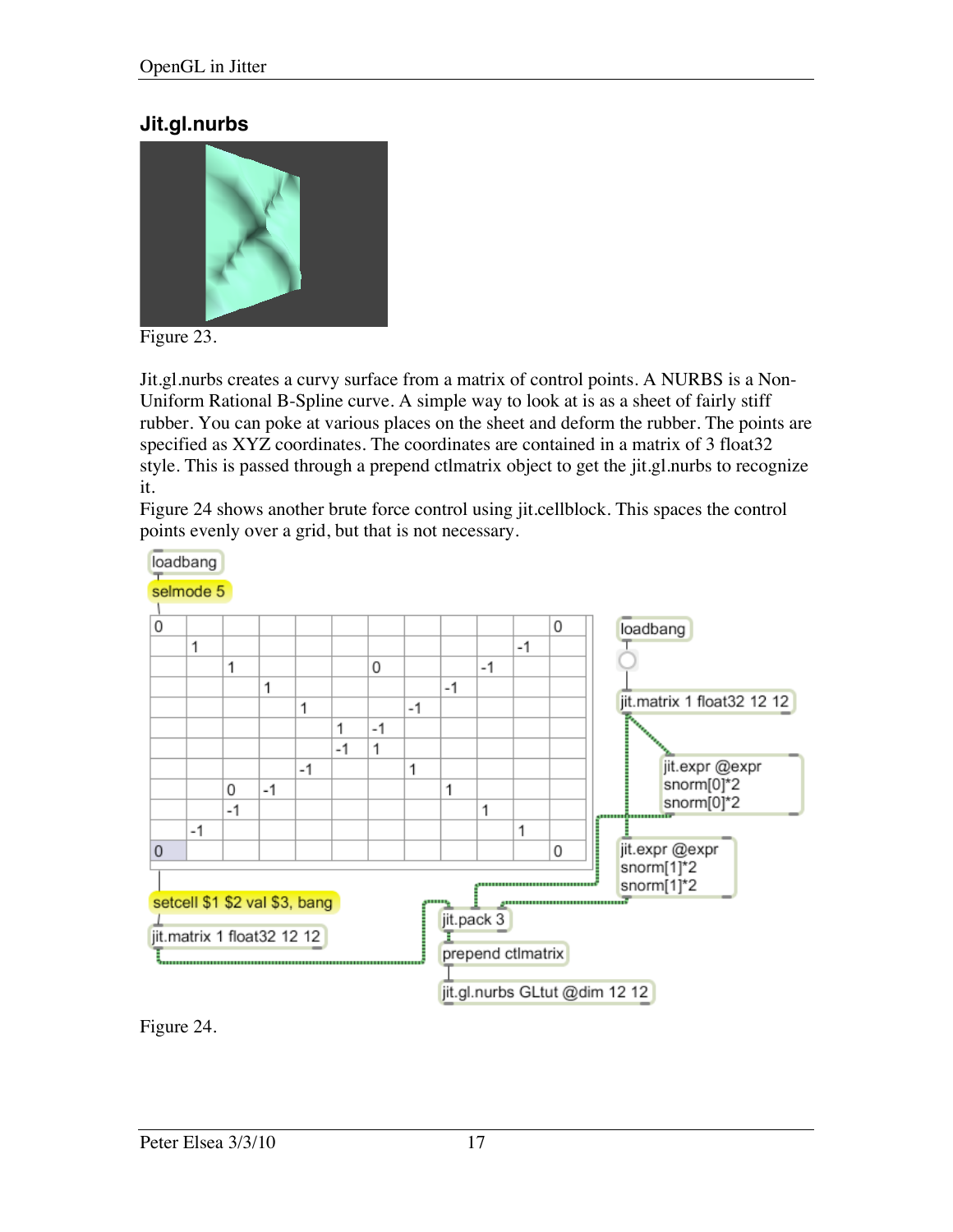## Jit.gl.nurbs

Figure 23.

Jit.gl.nurbs creates a curvy surface from a matrix of control points. A NURBS is a Non-Uniform Rational B-Spline curve. A simple way to look at is as a sheet of fairly stiff rubber. You can poke at various places on the sheet and deform the rubber. The points are specified as XYZ coordinates. The coordinates are contained in a matrix of 3 float32 style. This is passed through a prepend ctlmatrix object to get the jit.gl.nurbs to recognize it.

Figure 24 shows another brute force control using jit.cellblock. This spaces the control points evenly over a grid, but that is not necessary.

Figure 24.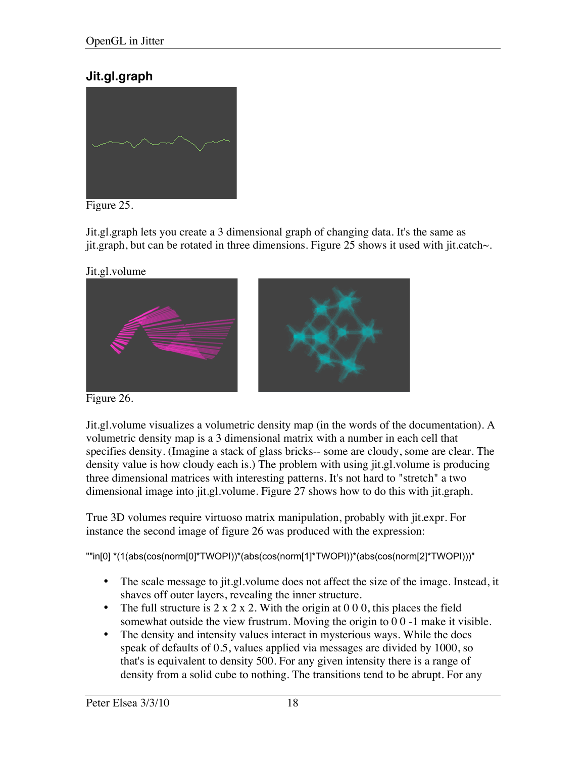## Jit.gl.graph

Figure 25.

Jit.gl.graph lets you create a 3 dimensional graph of changing data. It's the same as jit.graph, but can be rotated in three dimensions. Figure 25 shows it used with jit.catch~.

Jit.gl.volume

Figure 26.

Jit.gl.volume visualizes a volumetric density map (in the words of the documentation). A volumetric density map is a 3 dimensional matrix with a number in each cell that specifies density. (Imagine a stack of glass bricks-- some are cloudy, some are clear. The density value is how cloudy each is.) The problem with using jit.gl.volume is producing three dimensional matrices with interesting patterns. It's not hard to "stretch" a two dimensional image into jit.gl.volume. Figure 27 shows how to do this with jit.graph.

True 3D volumes require virtuoso matrix manipulation, probably with jit.expr. For instance the second image of figure 26 was produced with the expression:

```
""in[0] *(1(abs(cos(norm[0]*TWOPI))*(abs(cos(norm[1]*TWOPI))*(abs(cos(norm[2]*TWOPI)))"
```

- The scale message to jit.gl.volume does not affect the size of the image. Instead, it shaves off outer layers, revealing the inner structure.
- The full structure is 2 x 2 x 2. With the origin at 0 0 0, this places the field somewhat outside the view frustrum. Moving the origin to 0 0 -1 make it visible.
- The density and intensity values interact in mysterious ways. While the docs speak of defaults of 0.5, values applied via messages are divided by 1000, so that's is equivalent to density 500. For any given intensity there is a range of density from a solid cube to nothing. The transitions tend to be abrupt. For any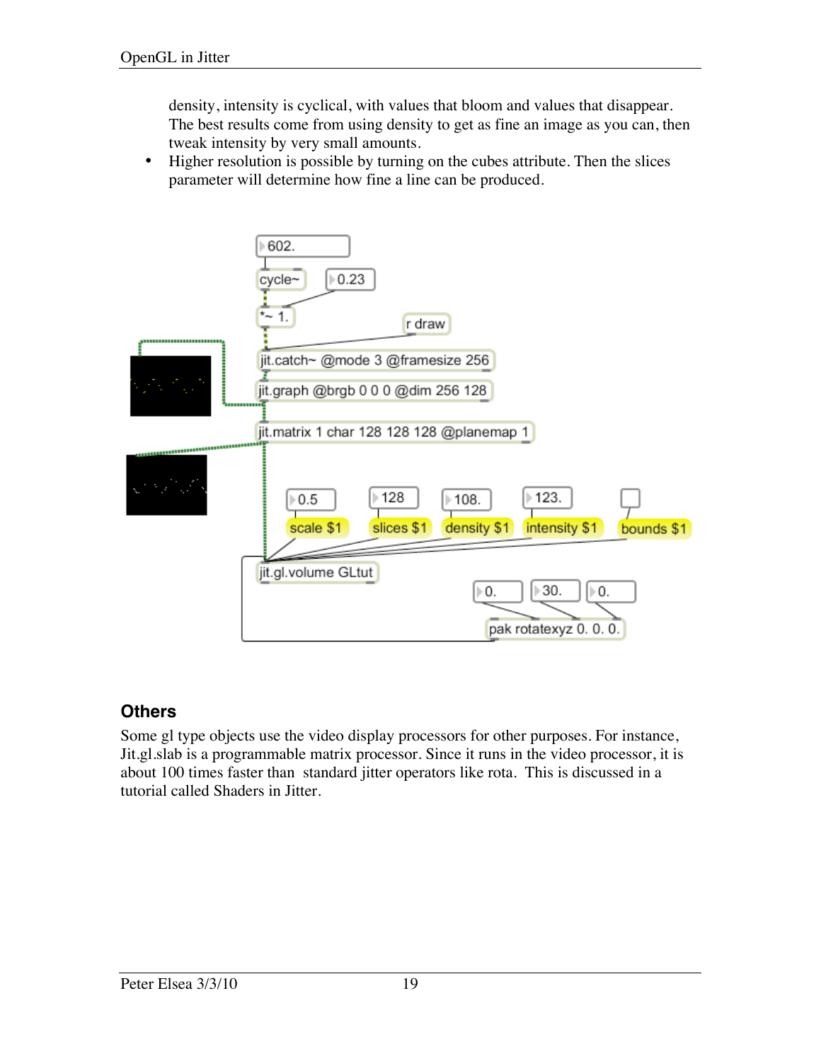density, intensity is cyclical, with values that bloom and values that disappear. The best results come from using density to get as fine an image as you can, then tweak intensity by very small amounts.

- Higher resolution is possible by turning on the cubes attribute. Then the slices parameter will determine how fine a line can be produced.

602.

cycle~

0.23

*~ 1.

r draw

jit.catch~ @mode 3 @framesize 256

jit.graph @brgb 0 0 0 @dim 256 128

jit.matrix 1 char 128 128 128 @planemap 1

0.5

scale $1

128

slices $1

108.

density $1

123.

intensity $1

bounds $1

jit.gl.volume GLtut

0.

30.

0.

pak rotatexyz 0. 0. 0.

## Others

Some gl type objects use the video display processors for other purposes. For instance, Jit.gl.slab is a programmable matrix processor. Since it runs in the video processor, it is about 100 times faster than standard jitter operators like rota. This is discussed in a tutorial called Shaders in Jitter.